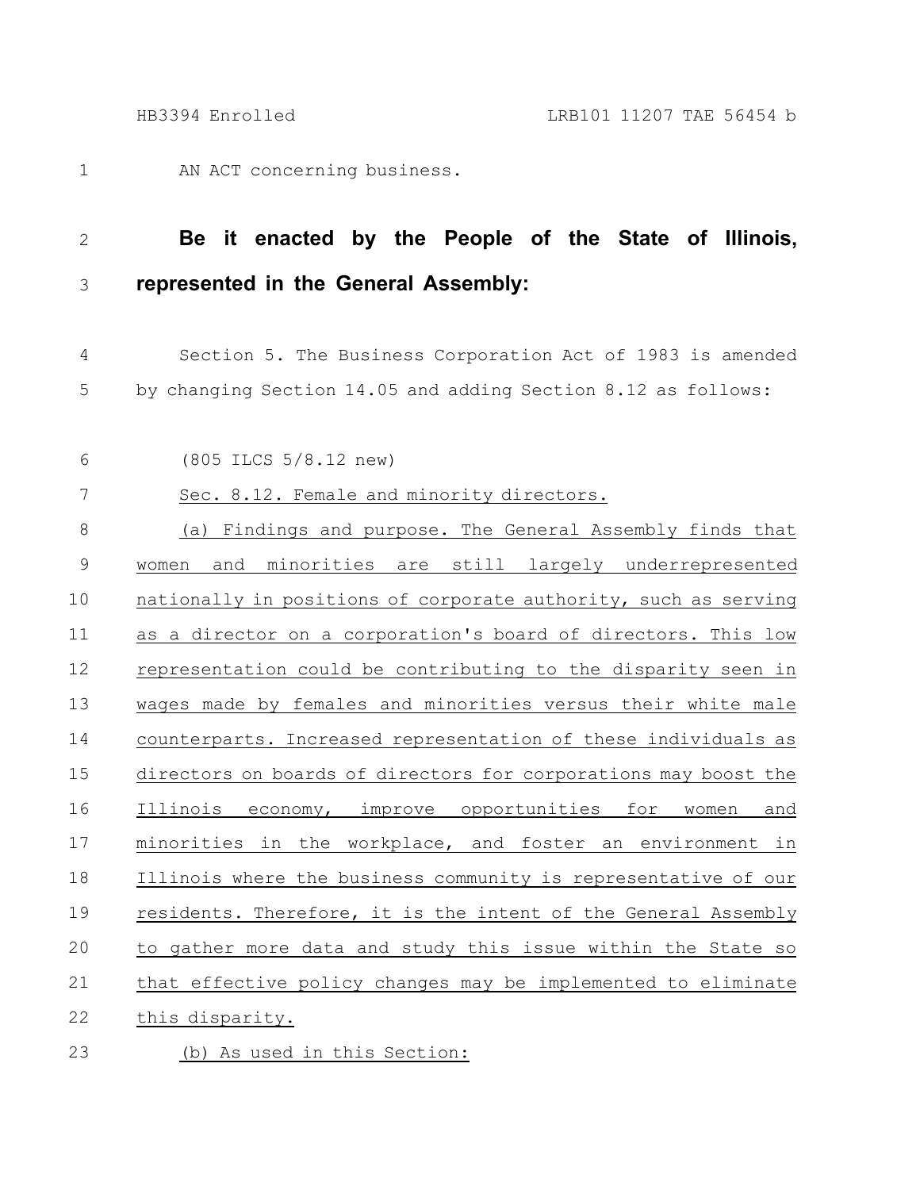AN ACT concerning business.

**Be it enacted by the People of the State of Illinois, represented in the General Assembly:**

Section 5. The Business Corporation Act of 1983 is amended by changing Section 14.05 and adding Section 8.12 as follows:

(805 ILCS 5/8.12 new)

Sec. 8.12. Female and minority directors.

(a) Findings and purpose. The General Assembly finds that women and minorities are still largely underrepresented nationally in positions of corporate authority, such as serving as a director on a corporation's board of directors. This low representation could be contributing to the disparity seen in wages made by females and minorities versus their white male counterparts. Increased representation of these individuals as directors on boards of directors for corporations may boost the Illinois economy, improve opportunities for women and minorities in the workplace, and foster an environment in Illinois where the business community is representative of our residents. Therefore, it is the intent of the General Assembly to gather more data and study this issue within the State so that effective policy changes may be implemented to eliminate this disparity.

(b) As used in this Section: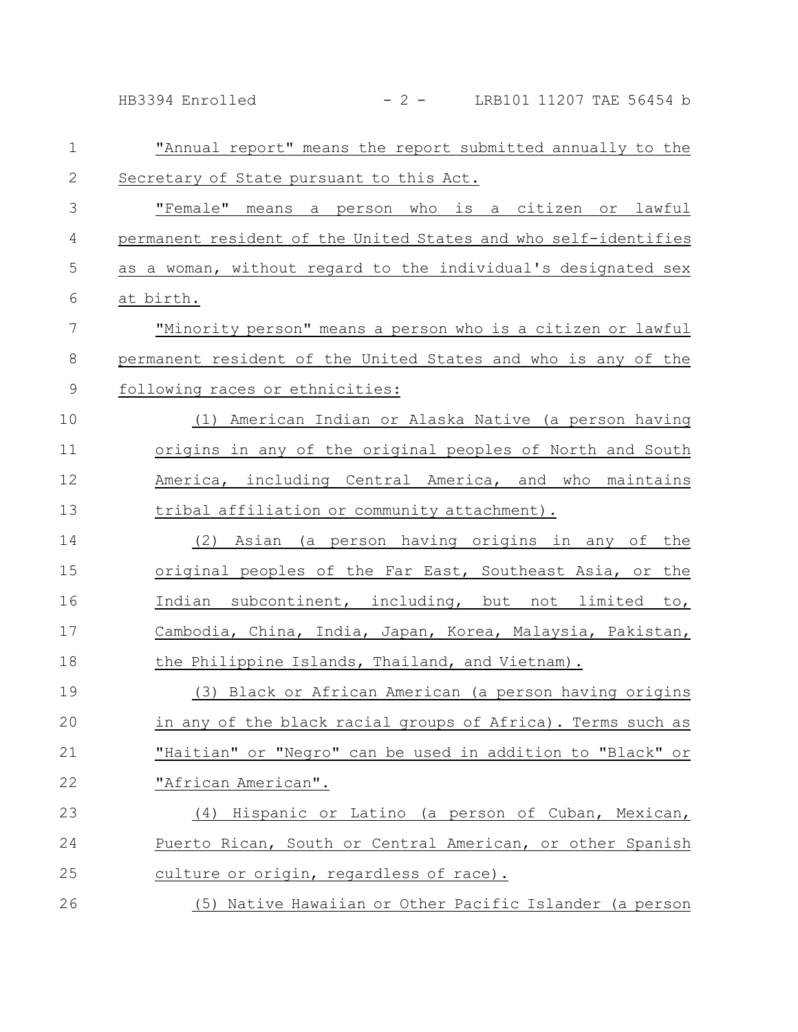"Annual report" means the report submitted annually to the Secretary of State pursuant to this Act.

"Female" means a person who is a citizen or lawful permanent resident of the United States and who self-identifies as a woman, without regard to the individual's designated sex at birth.

"Minority person" means a person who is a citizen or lawful permanent resident of the United States and who is any of the following races or ethnicities:

(1) American Indian or Alaska Native (a person having origins in any of the original peoples of North and South America, including Central America, and who maintains tribal affiliation or community attachment).

(2) Asian (a person having origins in any of the original peoples of the Far East, Southeast Asia, or the Indian subcontinent, including, but not limited to, Cambodia, China, India, Japan, Korea, Malaysia, Pakistan, the Philippine Islands, Thailand, and Vietnam).

(3) Black or African American (a person having origins in any of the black racial groups of Africa). Terms such as "Haitian" or "Negro" can be used in addition to "Black" or "African American".

(4) Hispanic or Latino (a person of Cuban, Mexican, Puerto Rican, South or Central American, or other Spanish culture or origin, regardless of race).

(5) Native Hawaiian or Other Pacific Islander (a person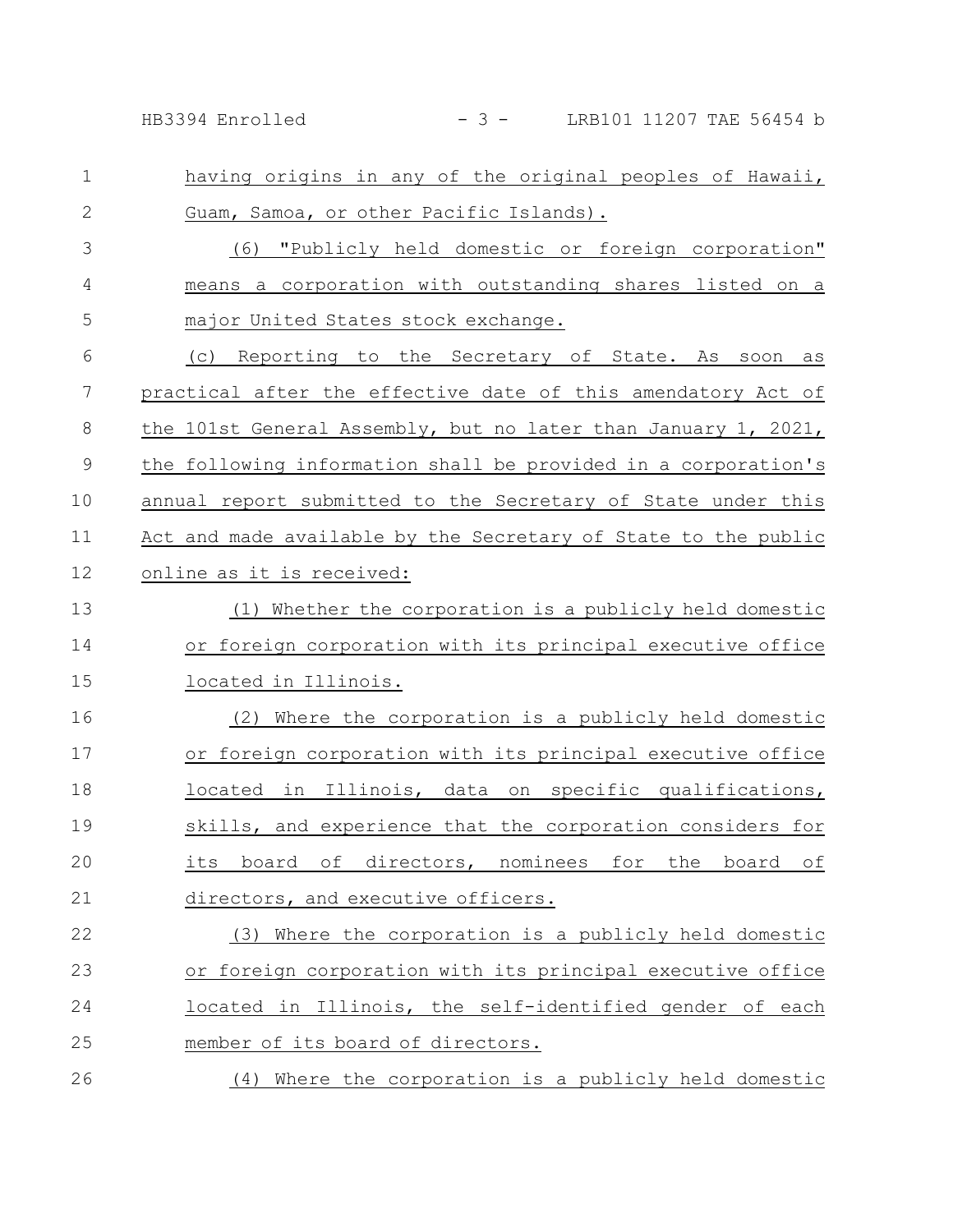having origins in any of the original peoples of Hawaii, Guam, Samoa, or other Pacific Islands).

(6) "Publicly held domestic or foreign corporation" means a corporation with outstanding shares listed on a major United States stock exchange.

(c) Reporting to the Secretary of State. As soon as practical after the effective date of this amendatory Act of the 101st General Assembly, but no later than January 1, 2021, the following information shall be provided in a corporation's annual report submitted to the Secretary of State under this Act and made available by the Secretary of State to the public online as it is received:

(1) Whether the corporation is a publicly held domestic or foreign corporation with its principal executive office located in Illinois.

(2) Where the corporation is a publicly held domestic or foreign corporation with its principal executive office located in Illinois, data on specific qualifications, skills, and experience that the corporation considers for its board of directors, nominees for the board of directors, and executive officers.

(3) Where the corporation is a publicly held domestic or foreign corporation with its principal executive office located in Illinois, the self-identified gender of each member of its board of directors.

(4) Where the corporation is a publicly held domestic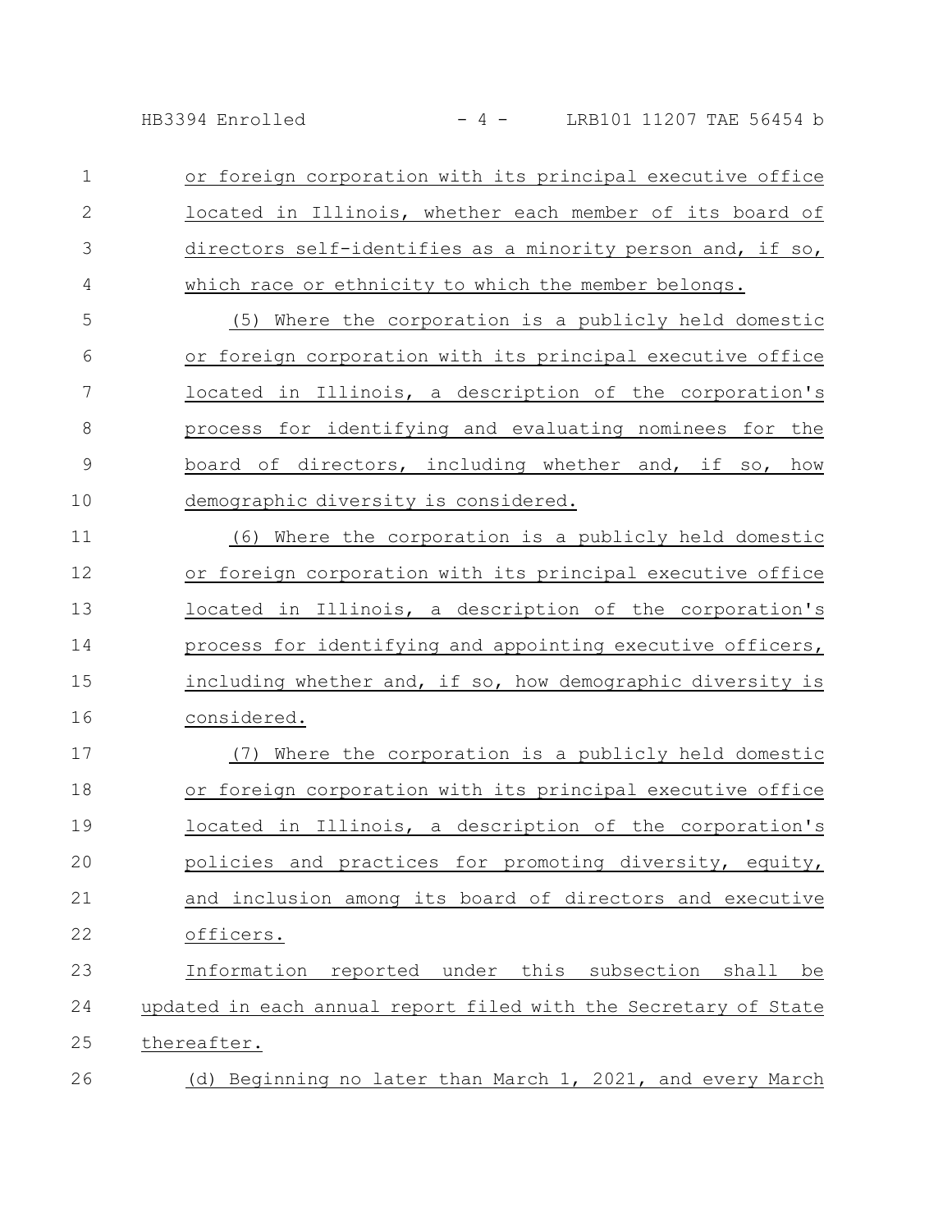or foreign corporation with its principal executive office located in Illinois, whether each member of its board of directors self-identifies as a minority person and, if so, which race or ethnicity to which the member belongs.

(5) Where the corporation is a publicly held domestic or foreign corporation with its principal executive office located in Illinois, a description of the corporation's process for identifying and evaluating nominees for the board of directors, including whether and, if so, how demographic diversity is considered.

(6) Where the corporation is a publicly held domestic or foreign corporation with its principal executive office located in Illinois, a description of the corporation's process for identifying and appointing executive officers, including whether and, if so, how demographic diversity is considered.

(7) Where the corporation is a publicly held domestic or foreign corporation with its principal executive office located in Illinois, a description of the corporation's policies and practices for promoting diversity, equity, and inclusion among its board of directors and executive officers.

Information reported under this subsection shall be updated in each annual report filed with the Secretary of State thereafter.

(d) Beginning no later than March 1, 2021, and every March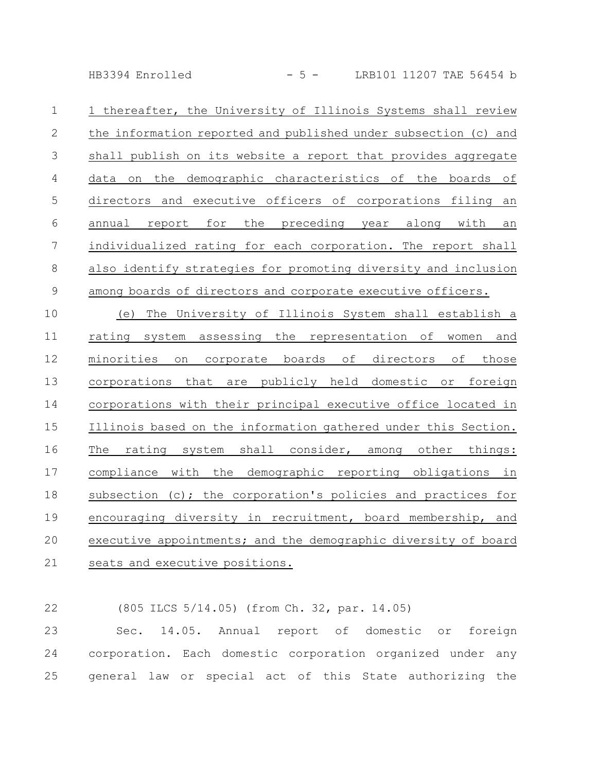1 thereafter, the University of Illinois Systems shall review the information reported and published under subsection (c) and shall publish on its website a report that provides aggregate data on the demographic characteristics of the boards of directors and executive officers of corporations filing an annual report for the preceding year along with an individualized rating for each corporation. The report shall also identify strategies for promoting diversity and inclusion among boards of directors and corporate executive officers.

(e) The University of Illinois System shall establish a rating system assessing the representation of women and minorities on corporate boards of directors of those corporations that are publicly held domestic or foreign corporations with their principal executive office located in Illinois based on the information gathered under this Section. The rating system shall consider, among other things: compliance with the demographic reporting obligations in subsection (c); the corporation's policies and practices for encouraging diversity in recruitment, board membership, and executive appointments; and the demographic diversity of board seats and executive positions.

(805 ILCS 5/14.05) (from Ch. 32, par. 14.05)

Sec. 14.05. Annual report of domestic or foreign corporation. Each domestic corporation organized under any general law or special act of this State authorizing the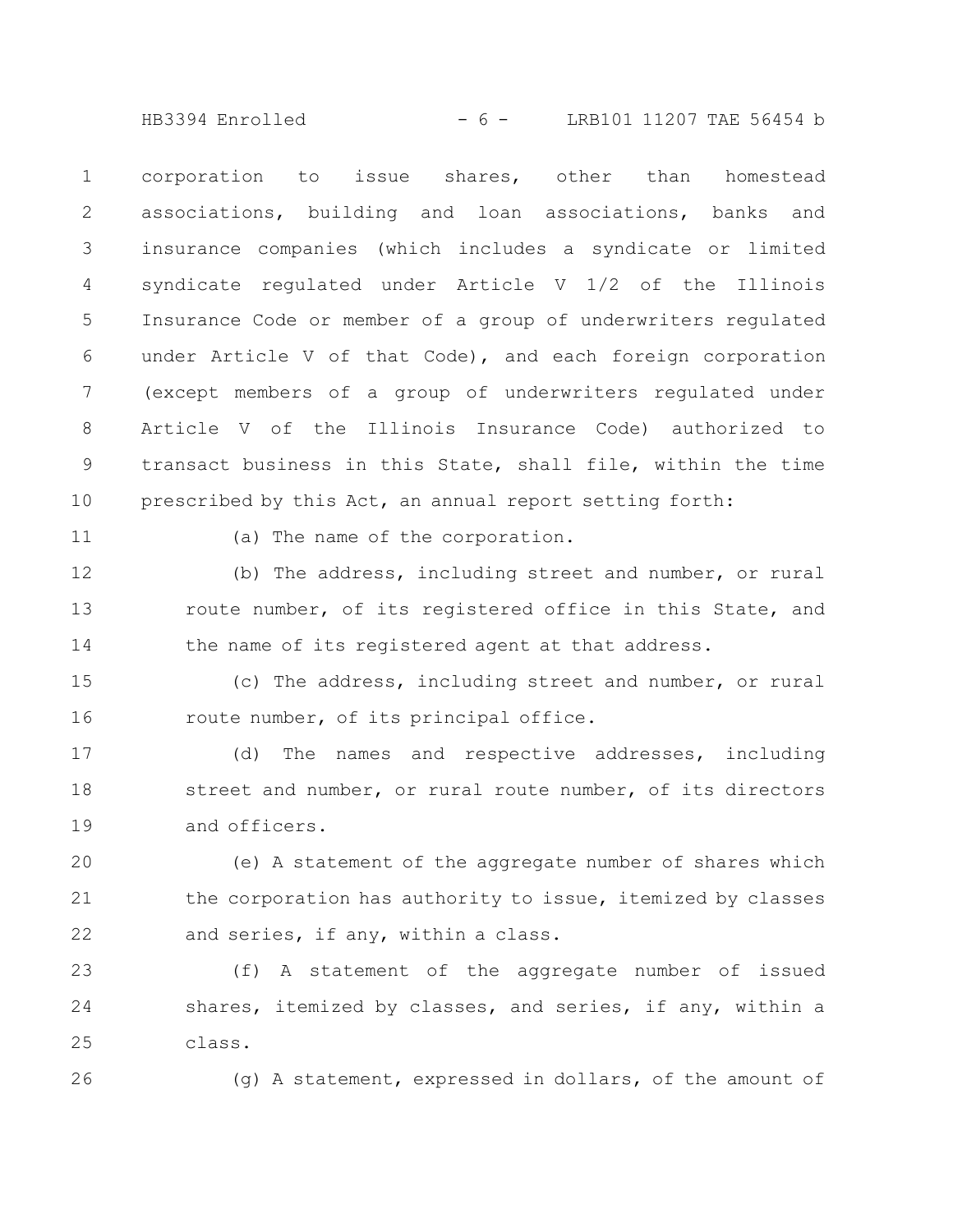corporation to issue shares, other than homestead associations, building and loan associations, banks and insurance companies (which includes a syndicate or limited syndicate regulated under Article V 1/2 of the Illinois Insurance Code or member of a group of underwriters regulated under Article V of that Code), and each foreign corporation (except members of a group of underwriters regulated under Article V of the Illinois Insurance Code) authorized to transact business in this State, shall file, within the time prescribed by this Act, an annual report setting forth:

(a) The name of the corporation.

(b) The address, including street and number, or rural route number, of its registered office in this State, and the name of its registered agent at that address.

(c) The address, including street and number, or rural route number, of its principal office.

(d) The names and respective addresses, including street and number, or rural route number, of its directors and officers.

(e) A statement of the aggregate number of shares which the corporation has authority to issue, itemized by classes and series, if any, within a class.

(f) A statement of the aggregate number of issued shares, itemized by classes, and series, if any, within a class.

(g) A statement, expressed in dollars, of the amount of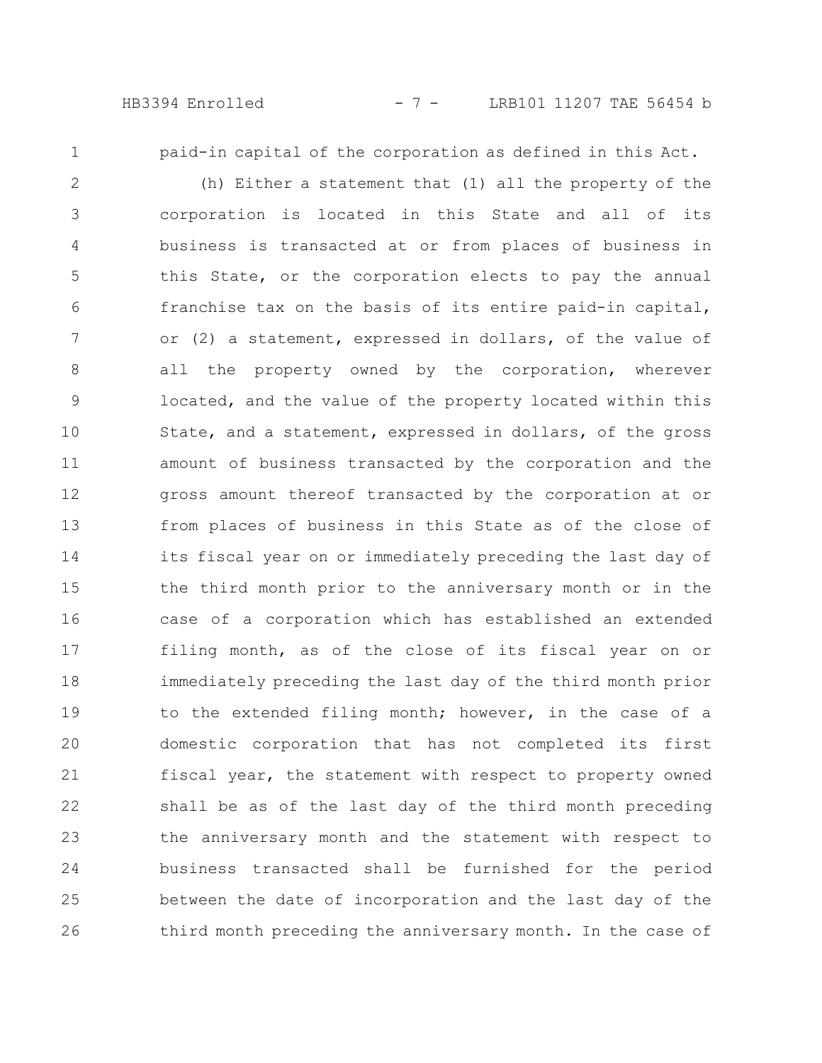paid-in capital of the corporation as defined in this Act.

(h) Either a statement that (1) all the property of the corporation is located in this State and all of its business is transacted at or from places of business in this State, or the corporation elects to pay the annual franchise tax on the basis of its entire paid-in capital, or (2) a statement, expressed in dollars, of the value of all the property owned by the corporation, wherever located, and the value of the property located within this State, and a statement, expressed in dollars, of the gross amount of business transacted by the corporation and the gross amount thereof transacted by the corporation at or from places of business in this State as of the close of its fiscal year on or immediately preceding the last day of the third month prior to the anniversary month or in the case of a corporation which has established an extended filing month, as of the close of its fiscal year on or immediately preceding the last day of the third month prior to the extended filing month; however, in the case of a domestic corporation that has not completed its first fiscal year, the statement with respect to property owned shall be as of the last day of the third month preceding the anniversary month and the statement with respect to business transacted shall be furnished for the period between the date of incorporation and the last day of the third month preceding the anniversary month. In the case of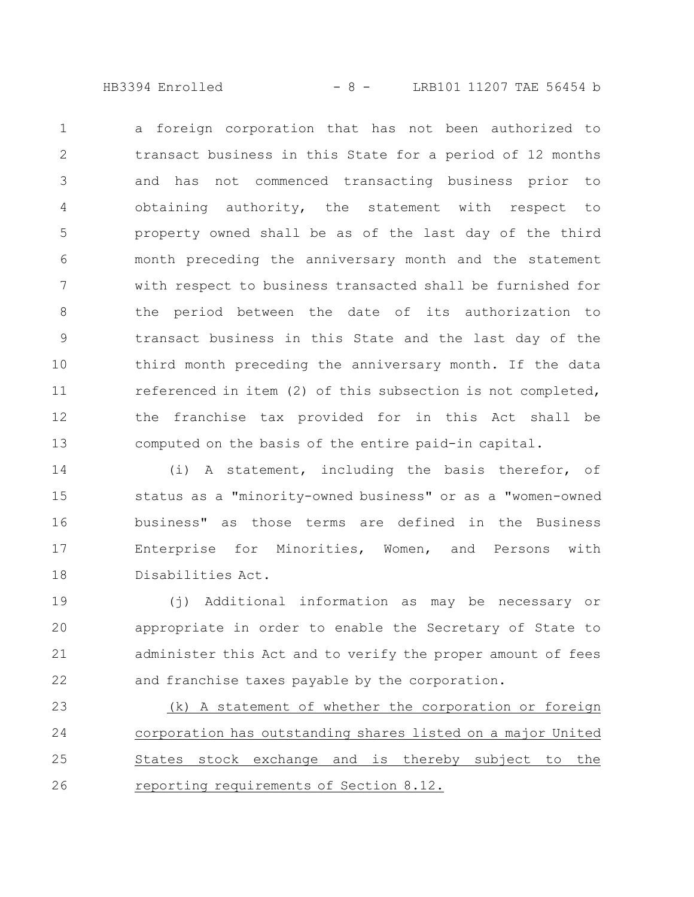a foreign corporation that has not been authorized to transact business in this State for a period of 12 months and has not commenced transacting business prior to obtaining authority, the statement with respect to property owned shall be as of the last day of the third month preceding the anniversary month and the statement with respect to business transacted shall be furnished for the period between the date of its authorization to transact business in this State and the last day of the third month preceding the anniversary month. If the data referenced in item (2) of this subsection is not completed, the franchise tax provided for in this Act shall be computed on the basis of the entire paid-in capital.

(i) A statement, including the basis therefor, of status as a "minority-owned business" or as a "women-owned business" as those terms are defined in the Business Enterprise for Minorities, Women, and Persons with Disabilities Act.

(j) Additional information as may be necessary or appropriate in order to enable the Secretary of State to administer this Act and to verify the proper amount of fees and franchise taxes payable by the corporation.

<u>(k) A statement of whether the corporation or foreign corporation has outstanding shares listed on a major United States stock exchange and is thereby subject to the reporting requirements of Section 8.12.</u>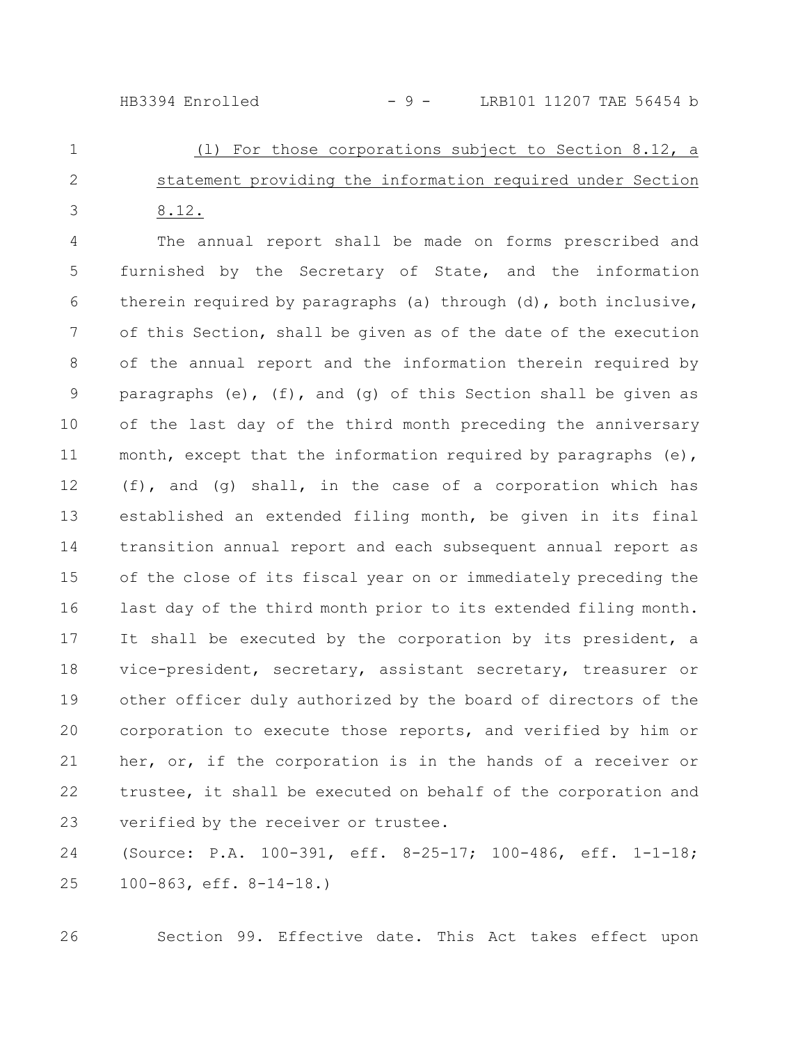(l) For those corporations subject to Section 8.12, a statement providing the information required under Section 8.12.

The annual report shall be made on forms prescribed and furnished by the Secretary of State, and the information therein required by paragraphs (a) through (d), both inclusive, of this Section, shall be given as of the date of the execution of the annual report and the information therein required by paragraphs (e), (f), and (g) of this Section shall be given as of the last day of the third month preceding the anniversary month, except that the information required by paragraphs (e), (f), and (g) shall, in the case of a corporation which has established an extended filing month, be given in its final transition annual report and each subsequent annual report as of the close of its fiscal year on or immediately preceding the last day of the third month prior to its extended filing month. It shall be executed by the corporation by its president, a vice-president, secretary, assistant secretary, treasurer or other officer duly authorized by the board of directors of the corporation to execute those reports, and verified by him or her, or, if the corporation is in the hands of a receiver or trustee, it shall be executed on behalf of the corporation and verified by the receiver or trustee.

(Source: P.A. 100-391, eff. 8-25-17; 100-486, eff. 1-1-18; 100-863, eff. 8-14-18.)

Section 99. Effective date. This Act takes effect upon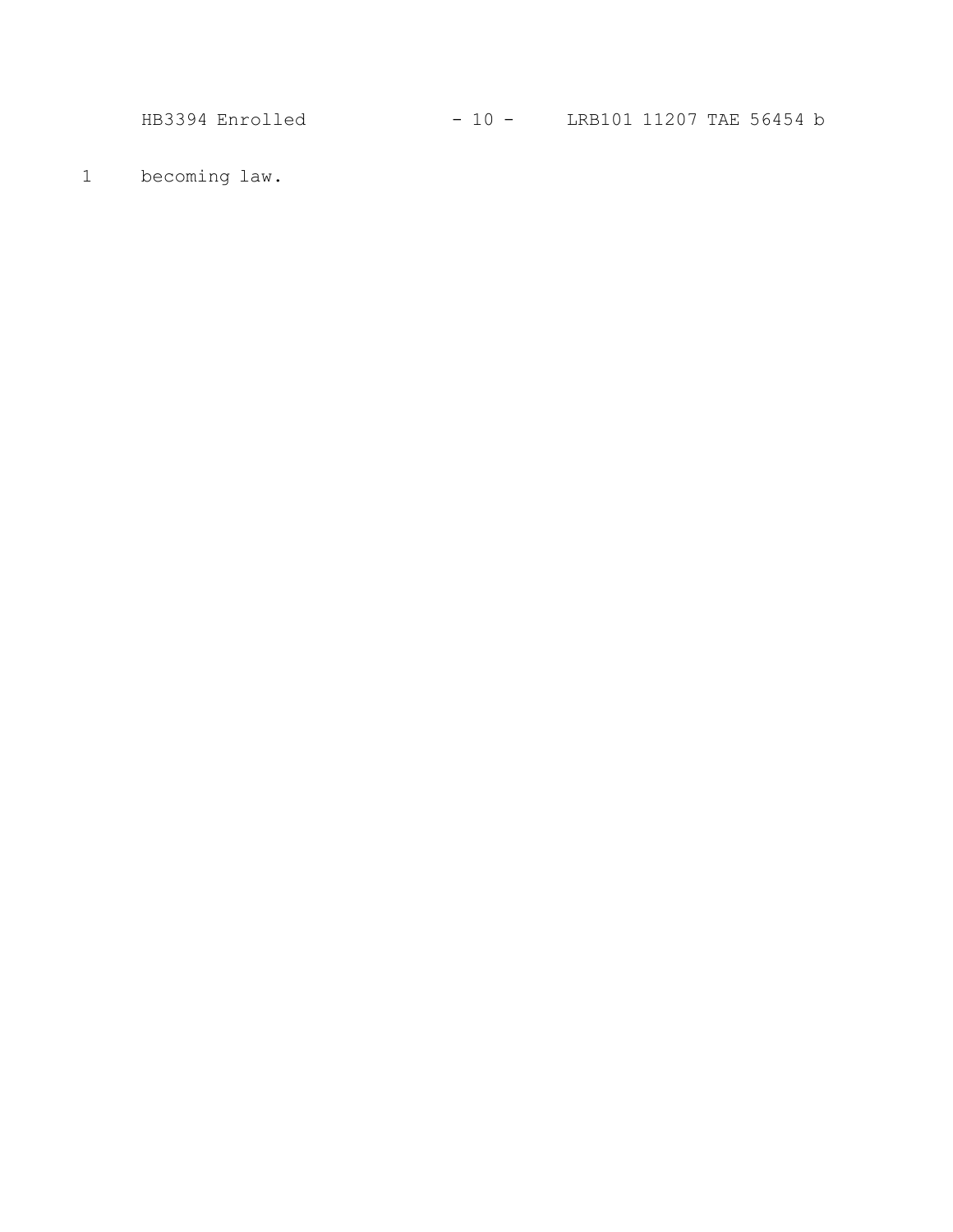becoming law.